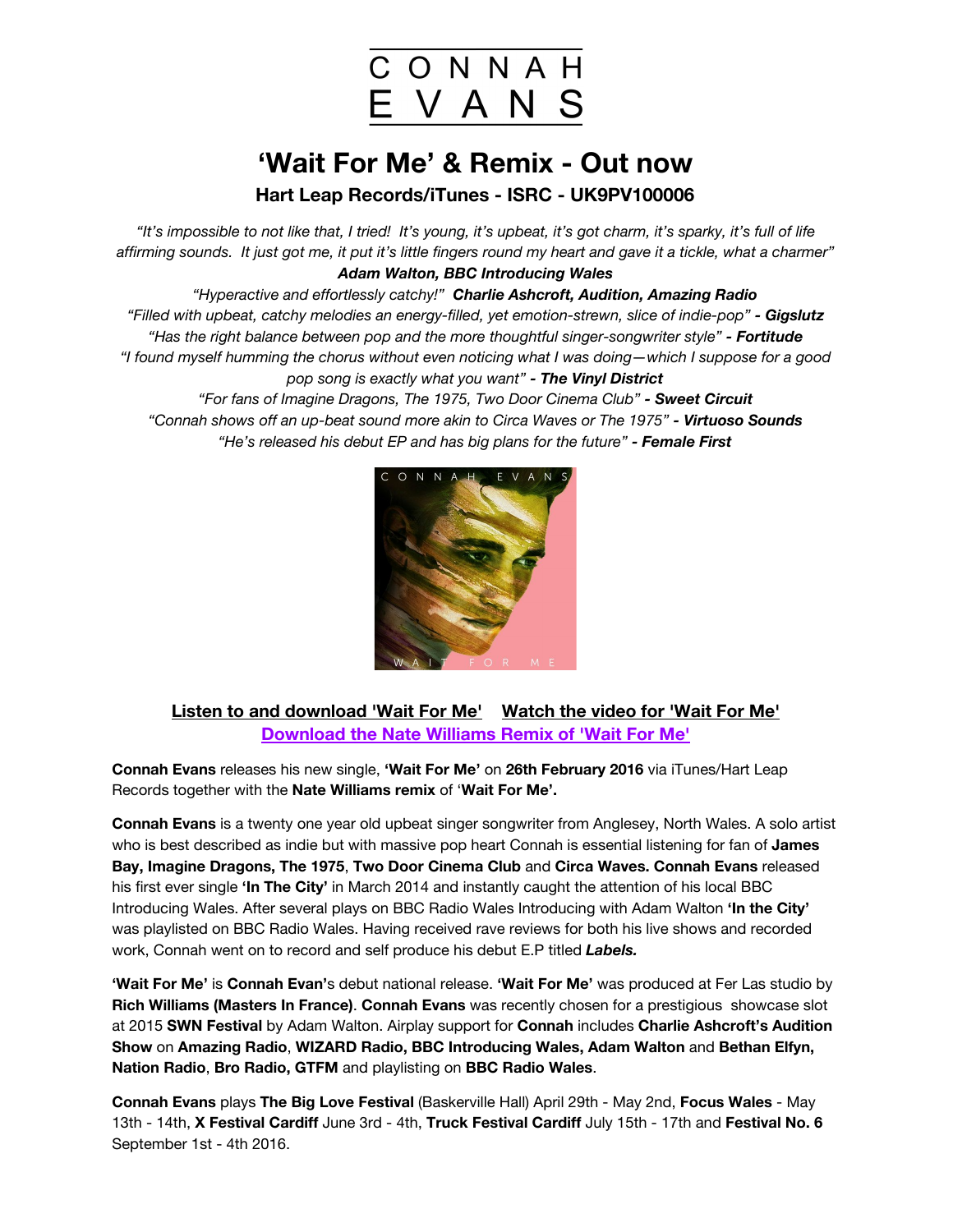# CONNAH EVANS

## 'Wait For Me' & Remix - Out now

### Hart Leap Records/iTunes - ISRC - UK9PV100006

*"It's impossible to not like that, I tried! It's young, it's upbeat, it's got charm, it's sparky, it's full of life affirming sounds. It just got me, it put it's little fingers round my heart and gave it a tickle, what a charmer"*
***Adam Walton, BBC Introducing Wales***

*"Hyperactive and effortlessly catchy!"* ***Charlie Ashcroft, Audition, Amazing Radio***

*"Filled with upbeat, catchy melodies an energy-filled, yet emotion-strewn, slice of indie-pop"* ***- Gigslutz***

*"Has the right balance between pop and the more thoughtful singer-songwriter style"* ***- Fortitude***

*"I found myself humming the chorus without even noticing what I was doing—which I suppose for a good pop song is exactly what you want"* ***- The Vinyl District***

*"For fans of Imagine Dragons, The 1975, Two Door Cinema Club"* ***- Sweet Circuit***

*"Connah shows off an up-beat sound more akin to Circa Waves or The 1975"* ***- Virtuoso Sounds***

*"He's released his debut EP and has big plans for the future"* ***- Female First***

CONNAH EVANS
WAIT FOR ME

**Listen to and download 'Wait For Me'** **Watch the video for 'Wait For Me'**
**Download the Nate Williams Remix of 'Wait For Me'**

**Connah Evans** releases his new single, **'Wait For Me'** on **26th February 2016** via iTunes/Hart Leap Records together with the **Nate Williams remix** of '**Wait For Me'.**

**Connah Evans** is a twenty one year old upbeat singer songwriter from Anglesey, North Wales. A solo artist who is best described as indie but with massive pop heart Connah is essential listening for fan of **James Bay, Imagine Dragons, The 1975**, **Two Door Cinema Club** and **Circa Waves. Connah Evans** released his first ever single **'In The City'** in March 2014 and instantly caught the attention of his local BBC Introducing Wales. After several plays on BBC Radio Wales Introducing with Adam Walton **'In the City'** was playlisted on BBC Radio Wales. Having received rave reviews for both his live shows and recorded work, Connah went on to record and self produce his debut E.P titled ***Labels.***

**'Wait For Me'** is **Connah Evan'**s debut national release. **'Wait For Me'** was produced at Fer Las studio by **Rich Williams (Masters In France)**. **Connah Evans** was recently chosen for a prestigious showcase slot at 2015 **SWN Festival** by Adam Walton. Airplay support for **Connah** includes **Charlie Ashcroft's Audition Show** on **Amazing Radio**, **WIZARD Radio, BBC Introducing Wales, Adam Walton** and **Bethan Elfyn, Nation Radio**, **Bro Radio, GTFM** and playlisting on **BBC Radio Wales**.

**Connah Evans** plays **The Big Love Festival** (Baskerville Hall) April 29th - May 2nd, **Focus Wales** - May 13th - 14th, **X Festival Cardiff** June 3rd - 4th, **Truck Festival Cardiff** July 15th - 17th and **Festival No. 6** September 1st - 4th 2016.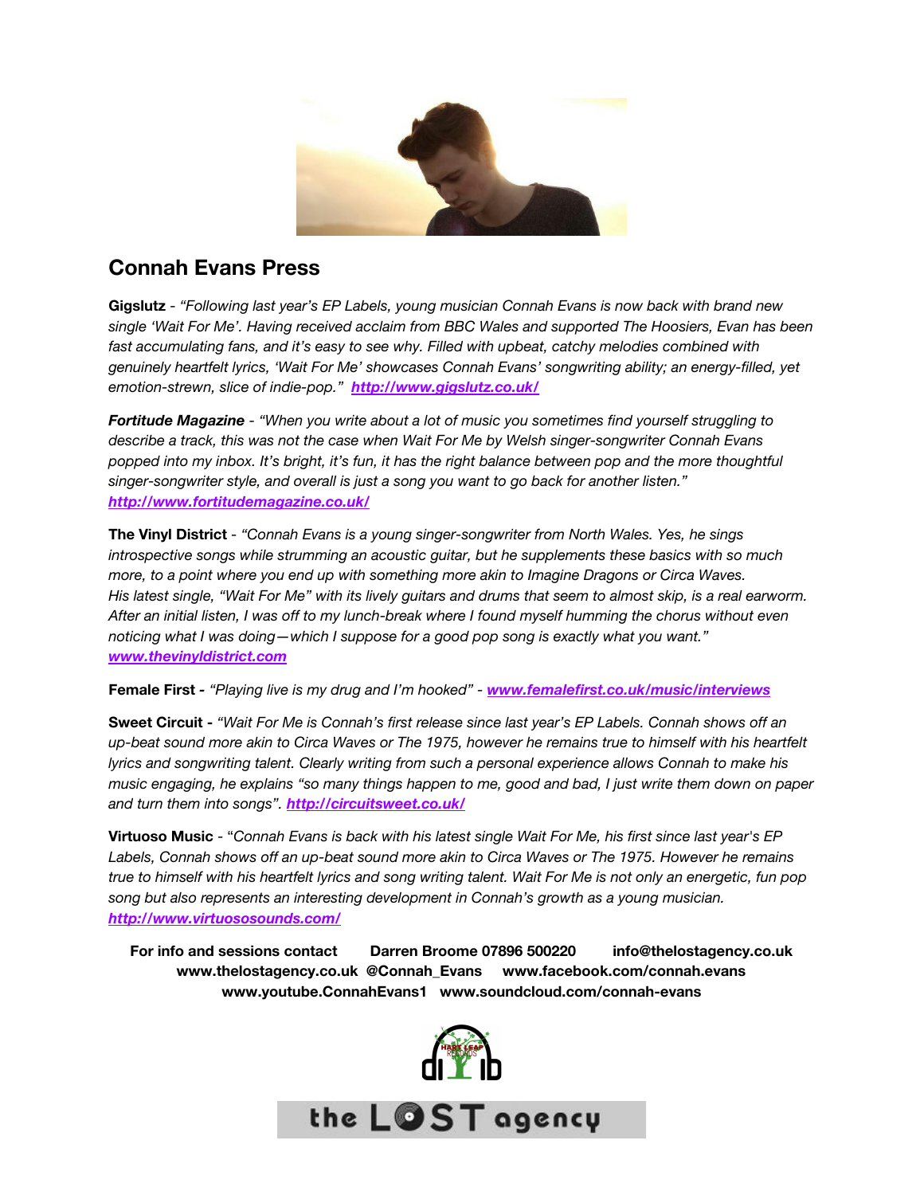## Connah Evans Press

**Gigslutz** - *"Following last year's EP Labels, young musician Connah Evans is now back with brand new single 'Wait For Me'. Having received acclaim from BBC Wales and supported The Hoosiers, Evan has been fast accumulating fans, and it's easy to see why. Filled with upbeat, catchy melodies combined with genuinely heartfelt lyrics, 'Wait For Me' showcases Connah Evans' songwriting ability; an energy-filled, yet emotion-strewn, slice of indie-pop."* ***http://www.gigslutz.co.uk/***

***Fortitude Magazine*** - *"When you write about a lot of music you sometimes find yourself struggling to describe a track, this was not the case when Wait For Me by Welsh singer-songwriter Connah Evans popped into my inbox. It's bright, it's fun, it has the right balance between pop and the more thoughtful singer-songwriter style, and overall is just a song you want to go back for another listen."* ***http://www.fortitudemagazine.co.uk/***

**The Vinyl District** - *"Connah Evans is a young singer-songwriter from North Wales. Yes, he sings introspective songs while strumming an acoustic guitar, but he supplements these basics with so much more, to a point where you end up with something more akin to Imagine Dragons or Circa Waves. His latest single, "Wait For Me" with its lively guitars and drums that seem to almost skip, is a real earworm. After an initial listen, I was off to my lunch-break where I found myself humming the chorus without even noticing what I was doing—which I suppose for a good pop song is exactly what you want."* ***www.thevinyldistrict.com***

**Female First -** *"Playing live is my drug and I'm hooked"* - ***www.femalefirst.co.uk/music/interviews***

**Sweet Circuit -** *"Wait For Me is Connah's first release since last year's EP Labels. Connah shows off an up-beat sound more akin to Circa Waves or The 1975, however he remains true to himself with his heartfelt lyrics and songwriting talent. Clearly writing from such a personal experience allows Connah to make his music engaging, he explains "so many things happen to me, good and bad, I just write them down on paper and turn them into songs".* ***http://circuitsweet.co.uk/***

**Virtuoso Music** - "*Connah Evans is back with his latest single Wait For Me, his first since last year's EP Labels, Connah shows off an up-beat sound more akin to Circa Waves or The 1975. However he remains true to himself with his heartfelt lyrics and song writing talent. Wait For Me is not only an energetic, fun pop song but also represents an interesting development in Connah's growth as a young musician.* ***http://www.virtuososounds.com/***

**For info and sessions contact Darren Broome 07896 500220 info@thelostagency.co.uk**
**www.thelostagency.co.uk @Connah_Evans www.facebook.com/connah.evans**
**www.youtube.ConnahEvans1 www.soundcloud.com/connah-evans**

the LOST agency